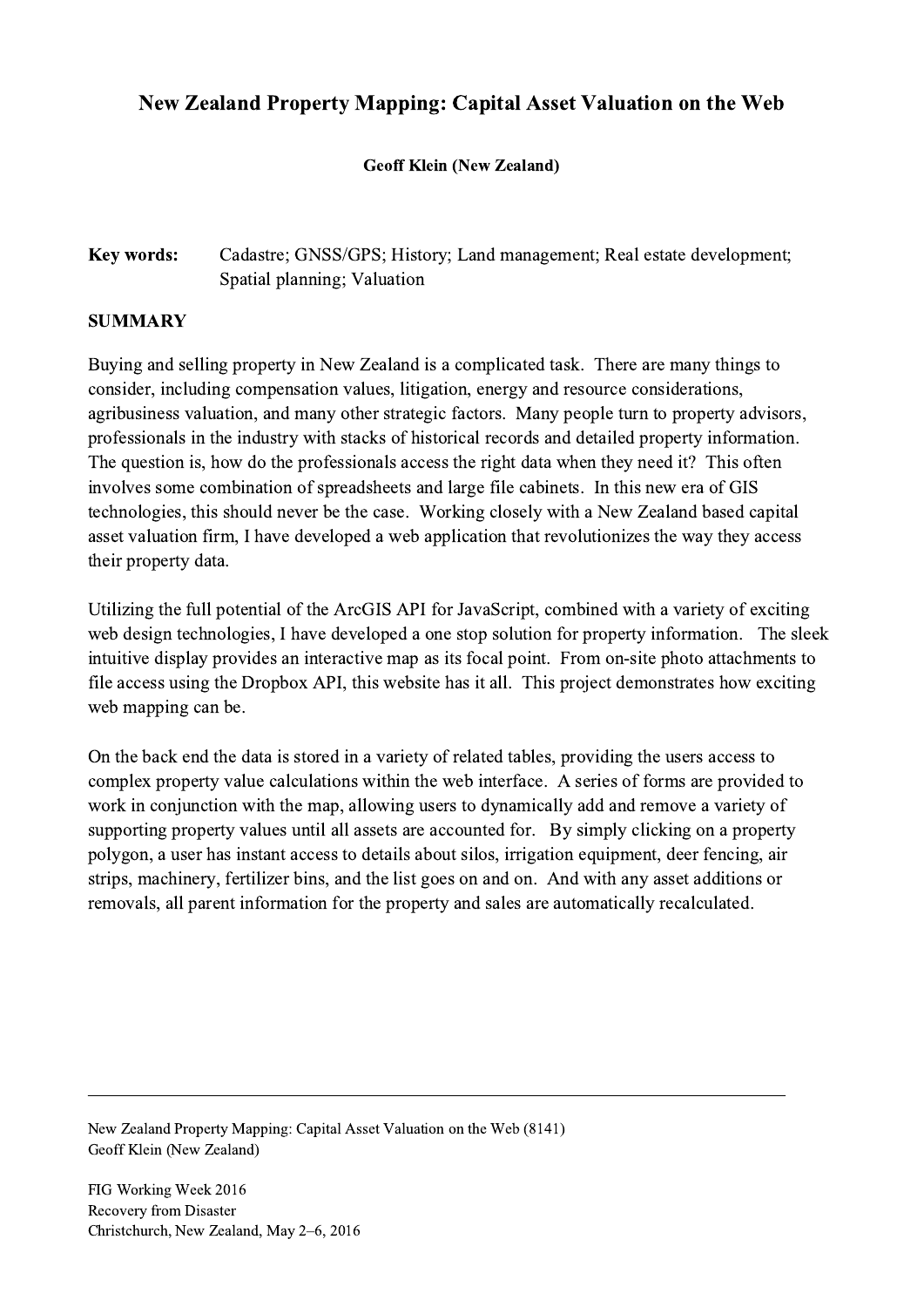# New Zealand Property Mapping: Capital Asset Valuation on the Web

**Geoff Klein (New Zealand)**

**Key words:** Cadastre; GNSS/GPS; History; Land management; Real estate development; Spatial planning; Valuation

## SUMMARY

Buying and selling property in New Zealand is a complicated task. There are many things to consider, including compensation values, litigation, energy and resource considerations, agribusiness valuation, and many other strategic factors. Many people turn to property advisors, professionals in the industry with stacks of historical records and detailed property information. The question is, how do the professionals access the right data when they need it? This often involves some combination of spreadsheets and large file cabinets. In this new era of GIS technologies, this should never be the case. Working closely with a New Zealand based capital asset valuation firm, I have developed a web application that revolutionizes the way they access their property data.

Utilizing the full potential of the ArcGIS API for JavaScript, combined with a variety of exciting web design technologies, I have developed a one stop solution for property information. The sleek intuitive display provides an interactive map as its focal point. From on-site photo attachments to file access using the Dropbox API, this website has it all. This project demonstrates how exciting web mapping can be.

On the back end the data is stored in a variety of related tables, providing the users access to complex property value calculations within the web interface. A series of forms are provided to work in conjunction with the map, allowing users to dynamically add and remove a variety of supporting property values until all assets are accounted for. By simply clicking on a property polygon, a user has instant access to details about silos, irrigation equipment, deer fencing, air strips, machinery, fertilizer bins, and the list goes on and on. And with any asset additions or removals, all parent information for the property and sales are automatically recalculated.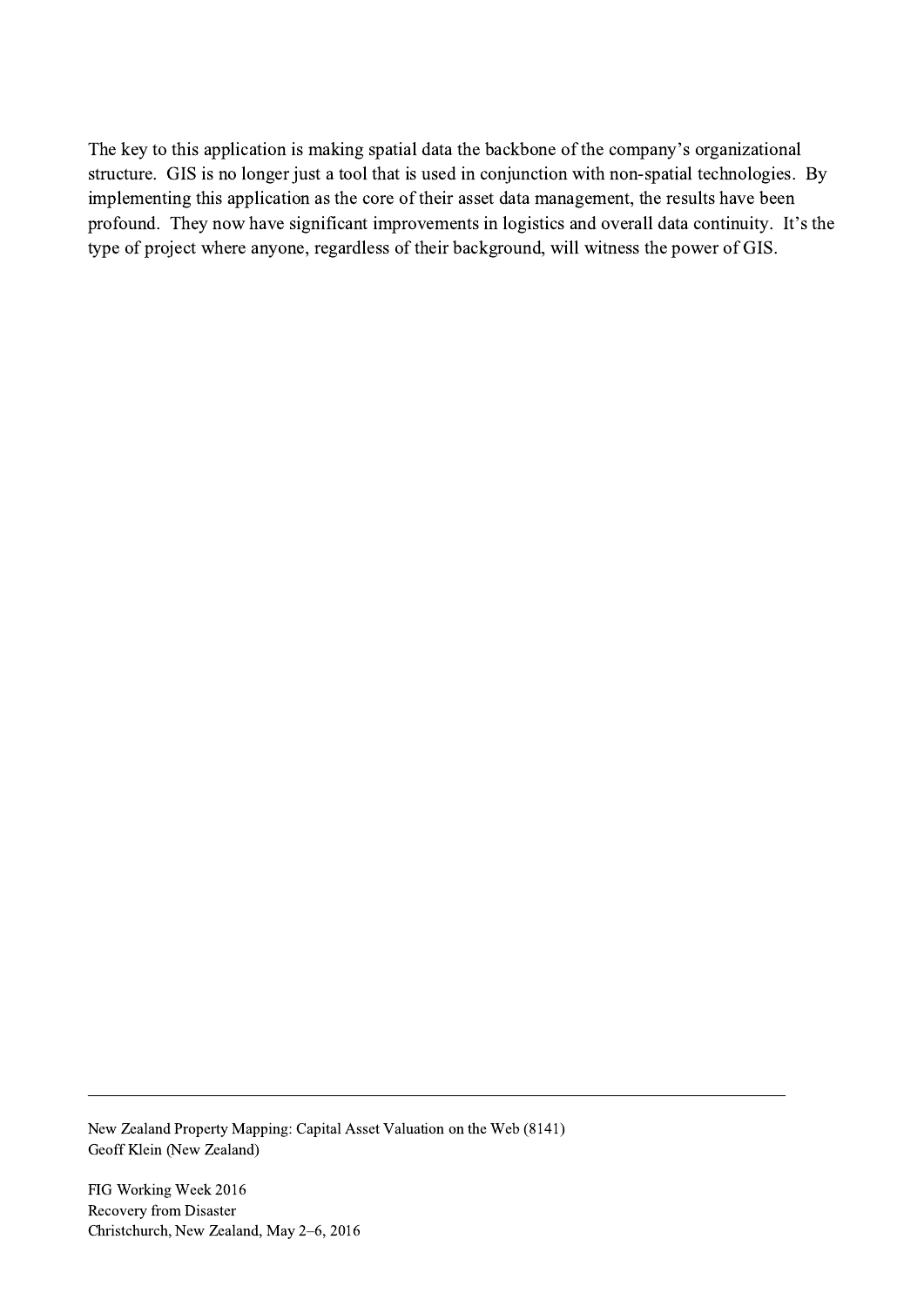The key to this application is making spatial data the backbone of the company's organizational structure. GIS is no longer just a tool that is used in conjunction with non-spatial technologies. By implementing this application as the core of their asset data management, the results have been profound. They now have significant improvements in logistics and overall data continuity. It's the type of project where anyone, regardless of their background, will witness the power of GIS.